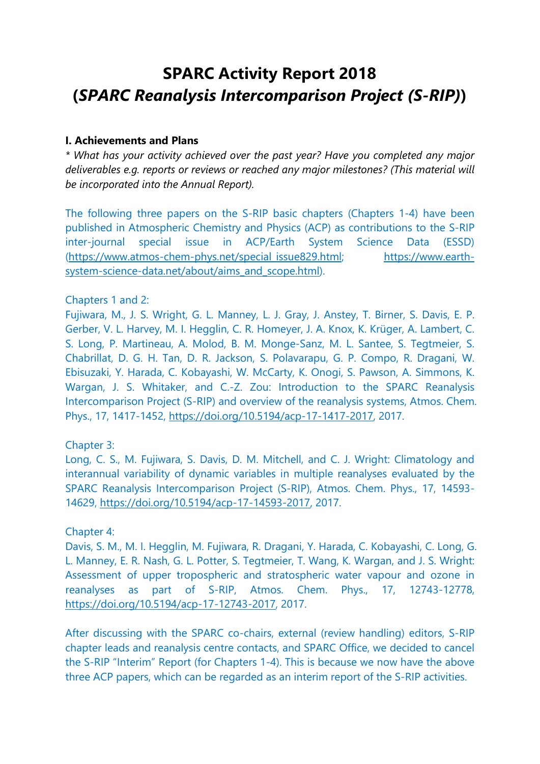# SPARC Activity Report 2018
# (*SPARC Reanalysis Intercomparison Project (S-RIP)*)

## I. Achievements and Plans

*\* What has your activity achieved over the past year? Have you completed any major deliverables e.g. reports or reviews or reached any major milestones? (This material will be incorporated into the Annual Report).*

The following three papers on the S-RIP basic chapters (Chapters 1-4) have been published in Atmospheric Chemistry and Physics (ACP) as contributions to the S-RIP inter-journal special issue in ACP/Earth System Science Data (ESSD) (https://www.atmos-chem-phys.net/special_issue829.html; https://www.earth-system-science-data.net/about/aims_and_scope.html).

Chapters 1 and 2:
Fujiwara, M., J. S. Wright, G. L. Manney, L. J. Gray, J. Anstey, T. Birner, S. Davis, E. P. Gerber, V. L. Harvey, M. I. Hegglin, C. R. Homeyer, J. A. Knox, K. Krüger, A. Lambert, C. S. Long, P. Martineau, A. Molod, B. M. Monge-Sanz, M. L. Santee, S. Tegtmeier, S. Chabrillat, D. G. H. Tan, D. R. Jackson, S. Polavarapu, G. P. Compo, R. Dragani, W. Ebisuzaki, Y. Harada, C. Kobayashi, W. McCarty, K. Onogi, S. Pawson, A. Simmons, K. Wargan, J. S. Whitaker, and C.-Z. Zou: Introduction to the SPARC Reanalysis Intercomparison Project (S-RIP) and overview of the reanalysis systems, Atmos. Chem. Phys., 17, 1417-1452, https://doi.org/10.5194/acp-17-1417-2017, 2017.

Chapter 3:
Long, C. S., M. Fujiwara, S. Davis, D. M. Mitchell, and C. J. Wright: Climatology and interannual variability of dynamic variables in multiple reanalyses evaluated by the SPARC Reanalysis Intercomparison Project (S-RIP), Atmos. Chem. Phys., 17, 14593-14629, https://doi.org/10.5194/acp-17-14593-2017, 2017.

Chapter 4:
Davis, S. M., M. I. Hegglin, M. Fujiwara, R. Dragani, Y. Harada, C. Kobayashi, C. Long, G. L. Manney, E. R. Nash, G. L. Potter, S. Tegtmeier, T. Wang, K. Wargan, and J. S. Wright: Assessment of upper tropospheric and stratospheric water vapour and ozone in reanalyses as part of S-RIP, Atmos. Chem. Phys., 17, 12743-12778, https://doi.org/10.5194/acp-17-12743-2017, 2017.

After discussing with the SPARC co-chairs, external (review handling) editors, S-RIP chapter leads and reanalysis centre contacts, and SPARC Office, we decided to cancel the S-RIP "Interim" Report (for Chapters 1-4). This is because we now have the above three ACP papers, which can be regarded as an interim report of the S-RIP activities.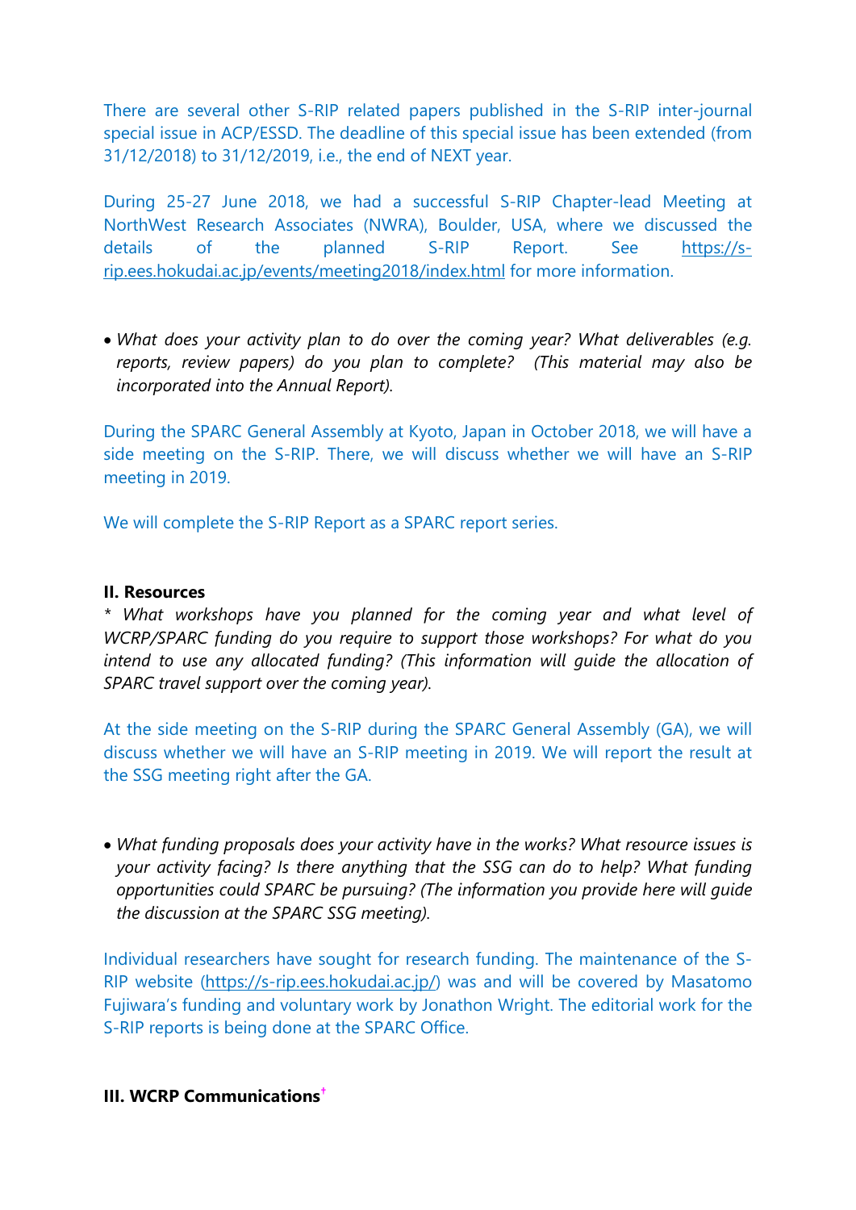There are several other S-RIP related papers published in the S-RIP inter-journal special issue in ACP/ESSD. The deadline of this special issue has been extended (from 31/12/2018) to 31/12/2019, i.e., the end of NEXT year.

During 25-27 June 2018, we had a successful S-RIP Chapter-lead Meeting at NorthWest Research Associates (NWRA), Boulder, USA, where we discussed the details of the planned S-RIP Report. See [https://s-rip.ees.hokudai.ac.jp/events/meeting2018/index.html](https://s-rip.ees.hokudai.ac.jp/events/meeting2018/index.html) for more information.

- *What does your activity plan to do over the coming year? What deliverables (e.g. reports, review papers) do you plan to complete? (This material may also be incorporated into the Annual Report).*

During the SPARC General Assembly at Kyoto, Japan in October 2018, we will have a side meeting on the S-RIP. There, we will discuss whether we will have an S-RIP meeting in 2019.

We will complete the S-RIP Report as a SPARC report series.

**II. Resources**

\* *What workshops have you planned for the coming year and what level of WCRP/SPARC funding do you require to support those workshops? For what do you intend to use any allocated funding? (This information will guide the allocation of SPARC travel support over the coming year).*

At the side meeting on the S-RIP during the SPARC General Assembly (GA), we will discuss whether we will have an S-RIP meeting in 2019. We will report the result at the SSG meeting right after the GA.

- *What funding proposals does your activity have in the works? What resource issues is your activity facing? Is there anything that the SSG can do to help? What funding opportunities could SPARC be pursuing? (The information you provide here will guide the discussion at the SPARC SSG meeting).*

Individual researchers have sought for research funding. The maintenance of the S-RIP website ([https://s-rip.ees.hokudai.ac.jp/](https://s-rip.ees.hokudai.ac.jp/)) was and will be covered by Masatomo Fujiwara's funding and voluntary work by Jonathon Wright. The editorial work for the S-RIP reports is being done at the SPARC Office.

**III. WCRP Communications**[†]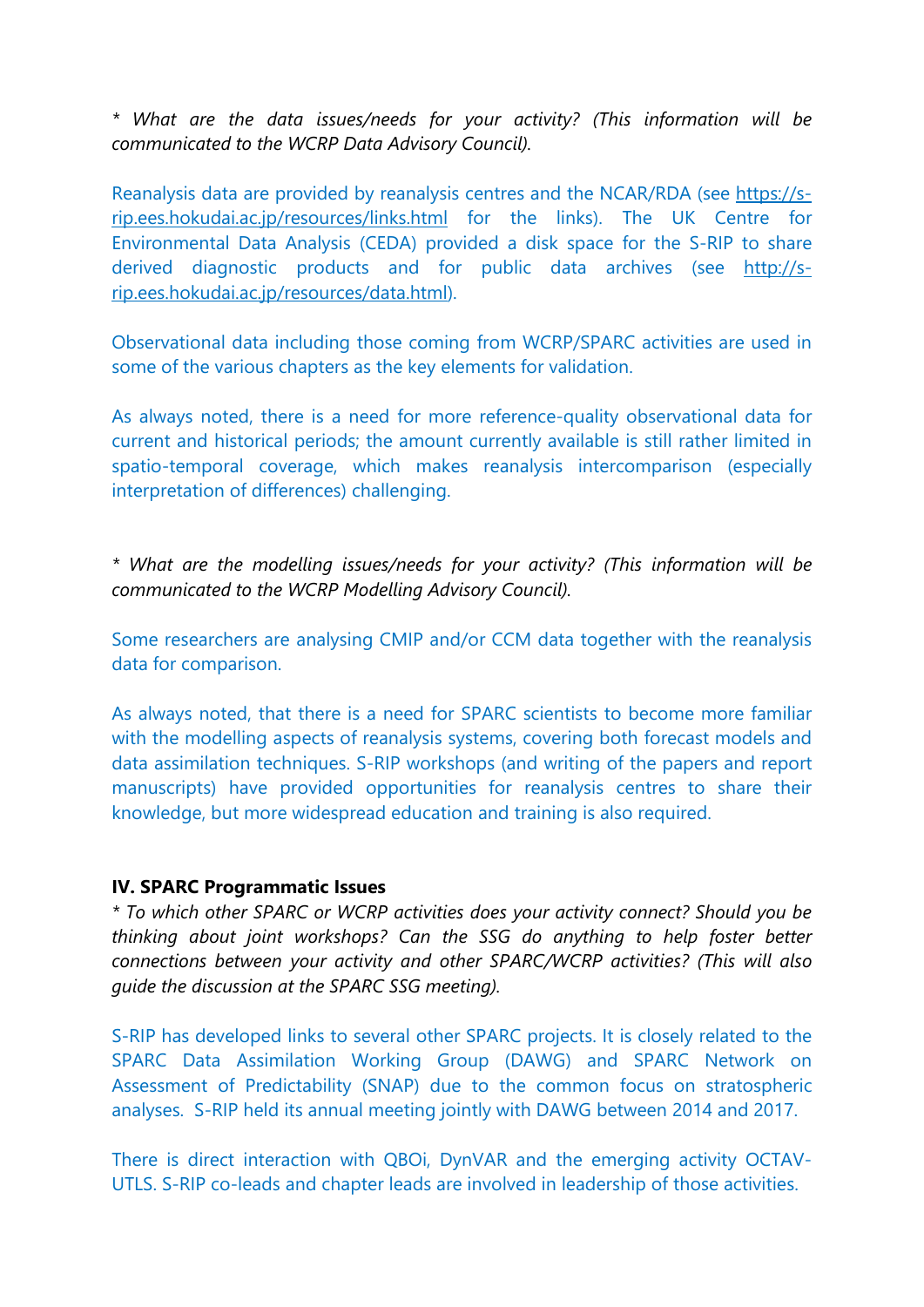*\* What are the data issues/needs for your activity? (This information will be communicated to the WCRP Data Advisory Council).*

Reanalysis data are provided by reanalysis centres and the NCAR/RDA (see [https://s-rip.ees.hokudai.ac.jp/resources/links.html](https://s-rip.ees.hokudai.ac.jp/resources/links.html) for the links). The UK Centre for Environmental Data Analysis (CEDA) provided a disk space for the S-RIP to share derived diagnostic products and for public data archives (see [http://s-rip.ees.hokudai.ac.jp/resources/data.html](http://s-rip.ees.hokudai.ac.jp/resources/data.html)).

Observational data including those coming from WCRP/SPARC activities are used in some of the various chapters as the key elements for validation.

As always noted, there is a need for more reference-quality observational data for current and historical periods; the amount currently available is still rather limited in spatio-temporal coverage, which makes reanalysis intercomparison (especially interpretation of differences) challenging.

*\* What are the modelling issues/needs for your activity? (This information will be communicated to the WCRP Modelling Advisory Council).*

Some researchers are analysing CMIP and/or CCM data together with the reanalysis data for comparison.

As always noted, that there is a need for SPARC scientists to become more familiar with the modelling aspects of reanalysis systems, covering both forecast models and data assimilation techniques. S-RIP workshops (and writing of the papers and report manuscripts) have provided opportunities for reanalysis centres to share their knowledge, but more widespread education and training is also required.

**IV. SPARC Programmatic Issues**

*\* To which other SPARC or WCRP activities does your activity connect? Should you be thinking about joint workshops? Can the SSG do anything to help foster better connections between your activity and other SPARC/WCRP activities? (This will also guide the discussion at the SPARC SSG meeting).*

S-RIP has developed links to several other SPARC projects. It is closely related to the SPARC Data Assimilation Working Group (DAWG) and SPARC Network on Assessment of Predictability (SNAP) due to the common focus on stratospheric analyses. S-RIP held its annual meeting jointly with DAWG between 2014 and 2017.

There is direct interaction with QBOi, DynVAR and the emerging activity OCTAV-UTLS. S-RIP co-leads and chapter leads are involved in leadership of those activities.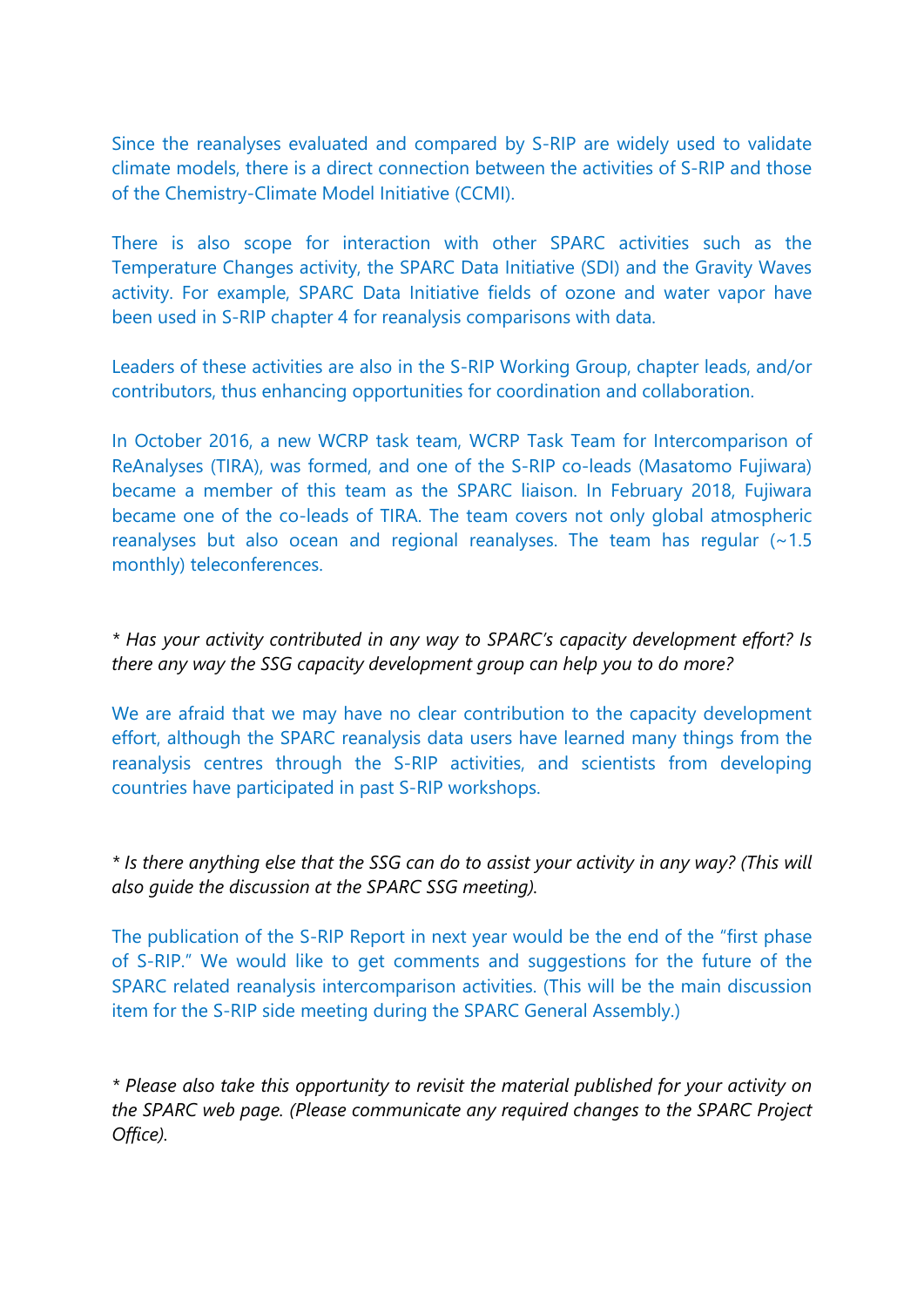Since the reanalyses evaluated and compared by S-RIP are widely used to validate climate models, there is a direct connection between the activities of S-RIP and those of the Chemistry-Climate Model Initiative (CCMI).

There is also scope for interaction with other SPARC activities such as the Temperature Changes activity, the SPARC Data Initiative (SDI) and the Gravity Waves activity. For example, SPARC Data Initiative fields of ozone and water vapor have been used in S-RIP chapter 4 for reanalysis comparisons with data.

Leaders of these activities are also in the S-RIP Working Group, chapter leads, and/or contributors, thus enhancing opportunities for coordination and collaboration.

In October 2016, a new WCRP task team, WCRP Task Team for Intercomparison of ReAnalyses (TIRA), was formed, and one of the S-RIP co-leads (Masatomo Fujiwara) became a member of this team as the SPARC liaison. In February 2018, Fujiwara became one of the co-leads of TIRA. The team covers not only global atmospheric reanalyses but also ocean and regional reanalyses. The team has regular (~1.5 monthly) teleconferences.

*\* Has your activity contributed in any way to SPARC's capacity development effort? Is there any way the SSG capacity development group can help you to do more?*

We are afraid that we may have no clear contribution to the capacity development effort, although the SPARC reanalysis data users have learned many things from the reanalysis centres through the S-RIP activities, and scientists from developing countries have participated in past S-RIP workshops.

*\* Is there anything else that the SSG can do to assist your activity in any way? (This will also guide the discussion at the SPARC SSG meeting).*

The publication of the S-RIP Report in next year would be the end of the "first phase of S-RIP." We would like to get comments and suggestions for the future of the SPARC related reanalysis intercomparison activities. (This will be the main discussion item for the S-RIP side meeting during the SPARC General Assembly.)

*\* Please also take this opportunity to revisit the material published for your activity on the SPARC web page. (Please communicate any required changes to the SPARC Project Office).*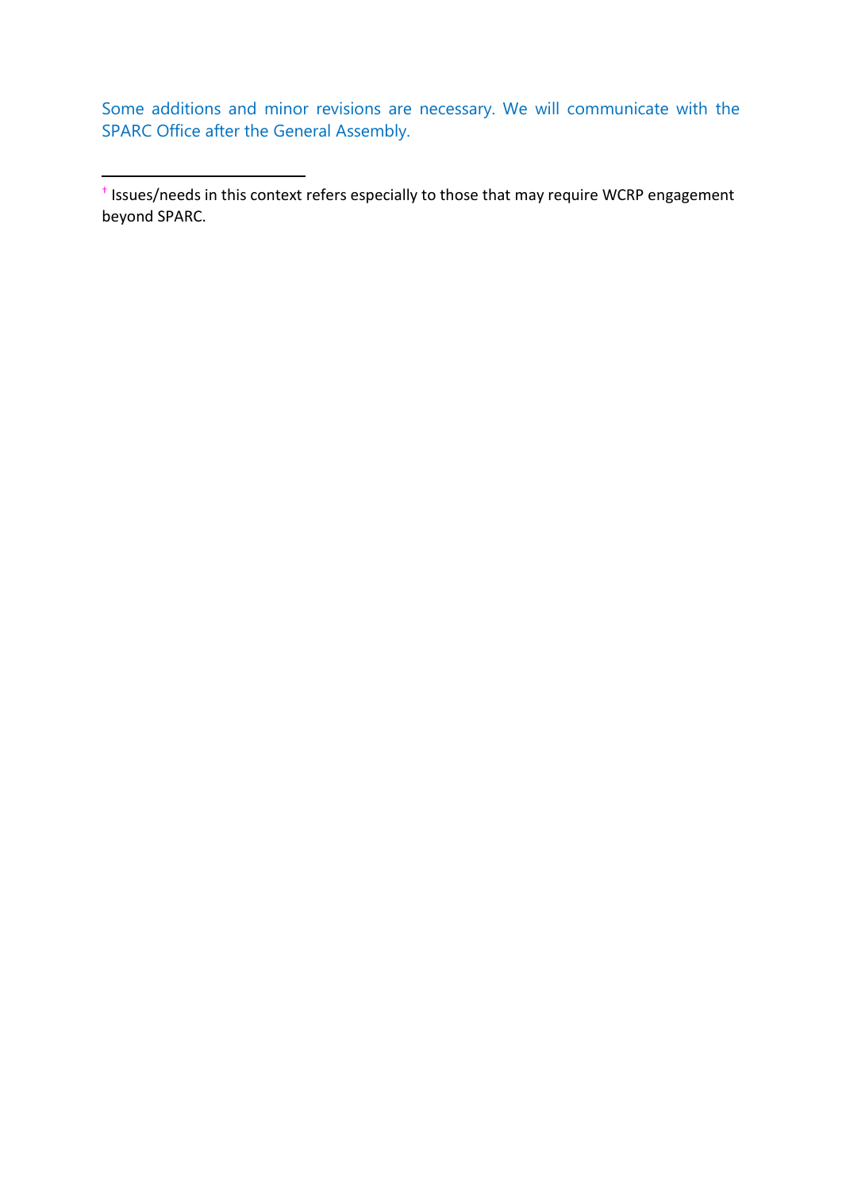Some additions and minor revisions are necessary. We will communicate with the SPARC Office after the General Assembly.

---

† Issues/needs in this context refers especially to those that may require WCRP engagement beyond SPARC.